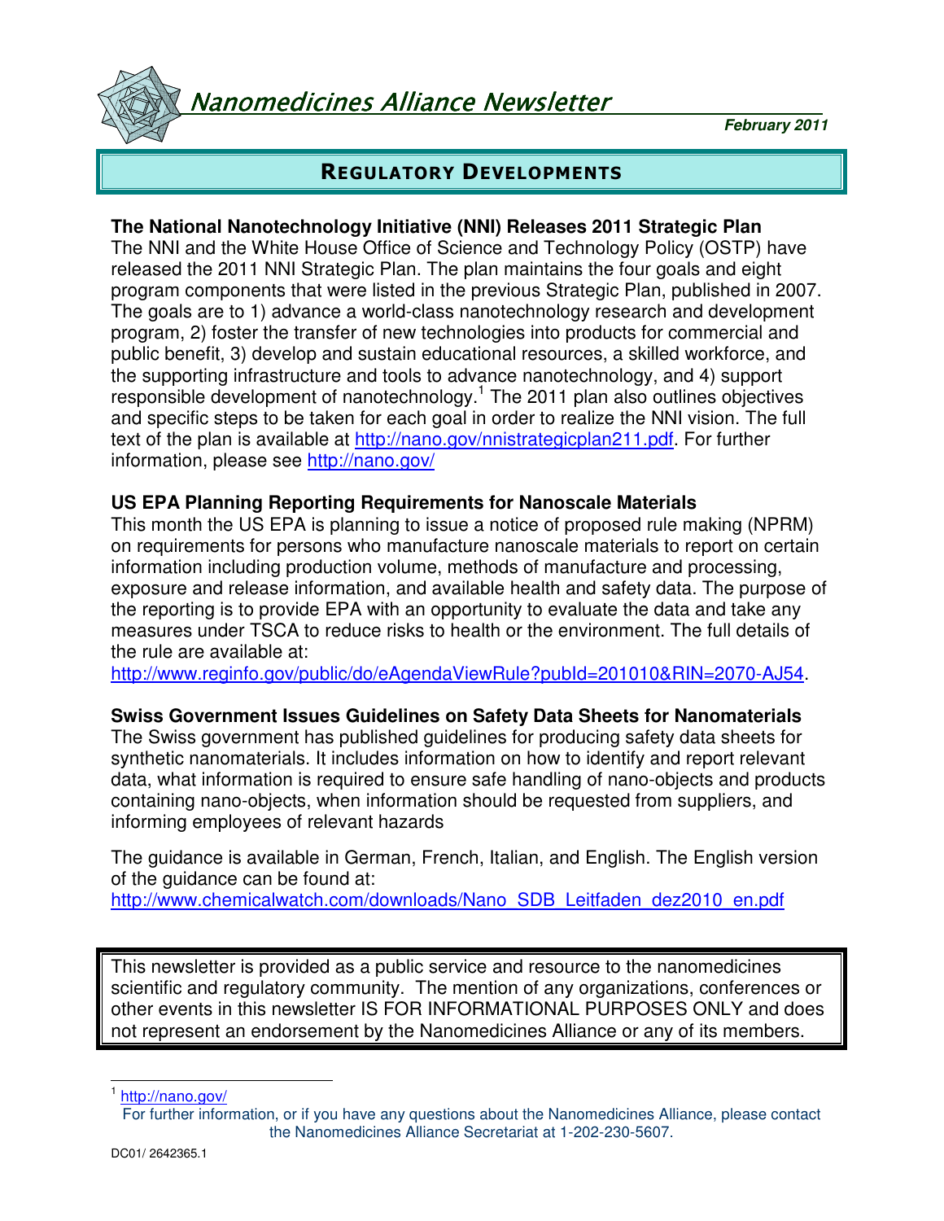# Nanomedicines Alliance Newsletter

**February 2011**

## REGULATORY DEVELOPMENTS

**The National Nanotechnology Initiative (NNI) Releases 2011 Strategic Plan**

The NNI and the White House Office of Science and Technology Policy (OSTP) have released the 2011 NNI Strategic Plan. The plan maintains the four goals and eight program components that were listed in the previous Strategic Plan, published in 2007. The goals are to 1) advance a world-class nanotechnology research and development program, 2) foster the transfer of new technologies into products for commercial and public benefit, 3) develop and sustain educational resources, a skilled workforce, and the supporting infrastructure and tools to advance nanotechnology, and 4) support responsible development of nanotechnology.[1] The 2011 plan also outlines objectives and specific steps to be taken for each goal in order to realize the NNI vision. The full text of the plan is available at http://nano.gov/nnistrategicplan211.pdf. For further information, please see http://nano.gov/

**US EPA Planning Reporting Requirements for Nanoscale Materials**

This month the US EPA is planning to issue a notice of proposed rule making (NPRM) on requirements for persons who manufacture nanoscale materials to report on certain information including production volume, methods of manufacture and processing, exposure and release information, and available health and safety data. The purpose of the reporting is to provide EPA with an opportunity to evaluate the data and take any measures under TSCA to reduce risks to health or the environment. The full details of the rule are available at:
http://www.reginfo.gov/public/do/eAgendaViewRule?pubId=201010&RIN=2070-AJ54.

**Swiss Government Issues Guidelines on Safety Data Sheets for Nanomaterials**

The Swiss government has published guidelines for producing safety data sheets for synthetic nanomaterials. It includes information on how to identify and report relevant data, what information is required to ensure safe handling of nano-objects and products containing nano-objects, when information should be requested from suppliers, and informing employees of relevant hazards

The guidance is available in German, French, Italian, and English. The English version of the guidance can be found at:
http://www.chemicalwatch.com/downloads/Nano_SDB_Leitfaden_dez2010_en.pdf

> This newsletter is provided as a public service and resource to the nanomedicines scientific and regulatory community. The mention of any organizations, conferences or other events in this newsletter IS FOR INFORMATIONAL PURPOSES ONLY and does not represent an endorsement by the Nanomedicines Alliance or any of its members.

[1] http://nano.gov/

For further information, or if you have any questions about the Nanomedicines Alliance, please contact the Nanomedicines Alliance Secretariat at 1-202-230-5607.

DC01/ 2642365.1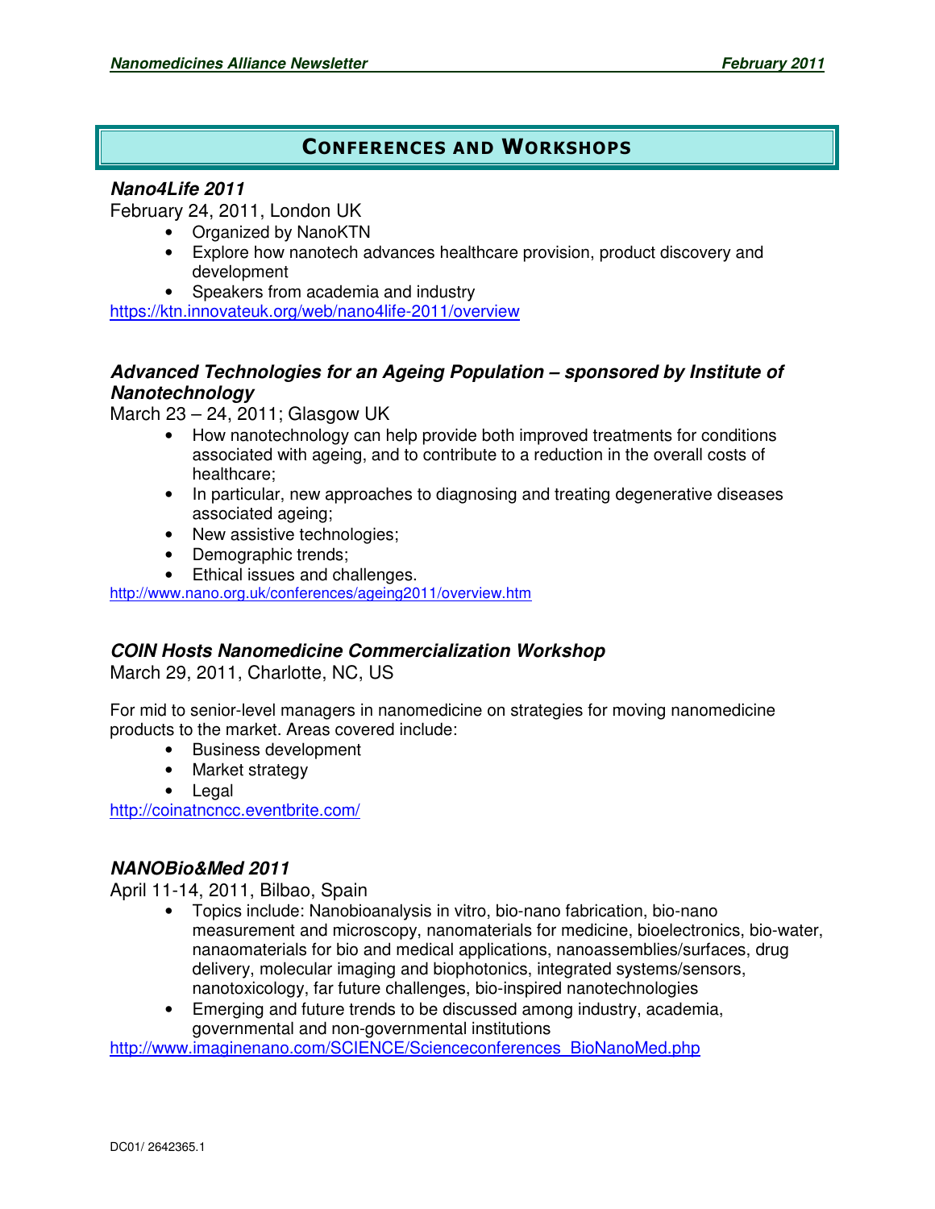# Conferences and Workshops

### *Nano4Life 2011*

February 24, 2011, London UK

- Organized by NanoKTN
- Explore how nanotech advances healthcare provision, product discovery and development
- Speakers from academia and industry

https://ktn.innovateuk.org/web/nano4life-2011/overview

### *Advanced Technologies for an Ageing Population – sponsored by Institute of Nanotechnology*

March 23 – 24, 2011; Glasgow UK

- How nanotechnology can help provide both improved treatments for conditions associated with ageing, and to contribute to a reduction in the overall costs of healthcare;
- In particular, new approaches to diagnosing and treating degenerative diseases associated ageing;
- New assistive technologies;
- Demographic trends;
- Ethical issues and challenges.

http://www.nano.org.uk/conferences/ageing2011/overview.htm

### *COIN Hosts Nanomedicine Commercialization Workshop*

March 29, 2011, Charlotte, NC, US

For mid to senior-level managers in nanomedicine on strategies for moving nanomedicine products to the market. Areas covered include:

- Business development
- Market strategy
- Legal

http://coinatncncc.eventbrite.com/

### *NANOBio&Med 2011*

April 11-14, 2011, Bilbao, Spain

- Topics include: Nanobioanalysis in vitro, bio-nano fabrication, bio-nano measurement and microscopy, nanomaterials for medicine, bioelectronics, bio-water, nanaomaterials for bio and medical applications, nanoassemblies/surfaces, drug delivery, molecular imaging and biophotonics, integrated systems/sensors, nanotoxicology, far future challenges, bio-inspired nanotechnologies
- Emerging and future trends to be discussed among industry, academia, governmental and non-governmental institutions

http://www.imaginenano.com/SCIENCE/Scienceconferences_BioNanoMed.php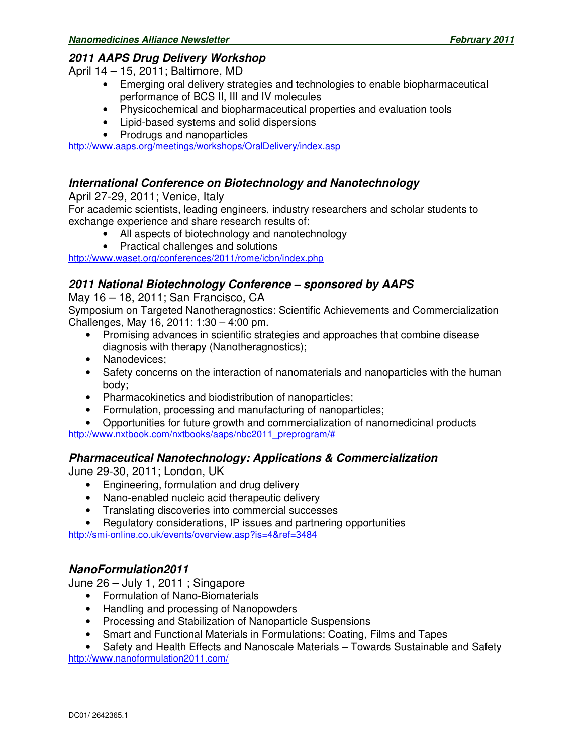### *2011 AAPS Drug Delivery Workshop*

April 14 – 15, 2011; Baltimore, MD

- Emerging oral delivery strategies and technologies to enable biopharmaceutical performance of BCS II, III and IV molecules
- Physicochemical and biopharmaceutical properties and evaluation tools
- Lipid-based systems and solid dispersions
- Prodrugs and nanoparticles

http://www.aaps.org/meetings/workshops/OralDelivery/index.asp

### *International Conference on Biotechnology and Nanotechnology*

April 27-29, 2011; Venice, Italy

For academic scientists, leading engineers, industry researchers and scholar students to exchange experience and share research results of:

- All aspects of biotechnology and nanotechnology
- Practical challenges and solutions

http://www.waset.org/conferences/2011/rome/icbn/index.php

### *2011 National Biotechnology Conference – sponsored by AAPS*

May 16 – 18, 2011; San Francisco, CA

Symposium on Targeted Nanotheragnostics: Scientific Achievements and Commercialization Challenges, May 16, 2011: 1:30 – 4:00 pm.

- Promising advances in scientific strategies and approaches that combine disease diagnosis with therapy (Nanotheragnostics);
- Nanodevices;
- Safety concerns on the interaction of nanomaterials and nanoparticles with the human body;
- Pharmacokinetics and biodistribution of nanoparticles;
- Formulation, processing and manufacturing of nanoparticles;
- Opportunities for future growth and commercialization of nanomedicinal products

http://www.nxtbook.com/nxtbooks/aaps/nbc2011_preprogram/#

### *Pharmaceutical Nanotechnology: Applications & Commercialization*

June 29-30, 2011; London, UK

- Engineering, formulation and drug delivery
- Nano-enabled nucleic acid therapeutic delivery
- Translating discoveries into commercial successes
- Regulatory considerations, IP issues and partnering opportunities

http://smi-online.co.uk/events/overview.asp?is=4&ref=3484

### *NanoFormulation2011*

June 26 – July 1, 2011 ; Singapore

- Formulation of Nano-Biomaterials
- Handling and processing of Nanopowders
- Processing and Stabilization of Nanoparticle Suspensions
- Smart and Functional Materials in Formulations: Coating, Films and Tapes
- Safety and Health Effects and Nanoscale Materials – Towards Sustainable and Safety

http://www.nanoformulation2011.com/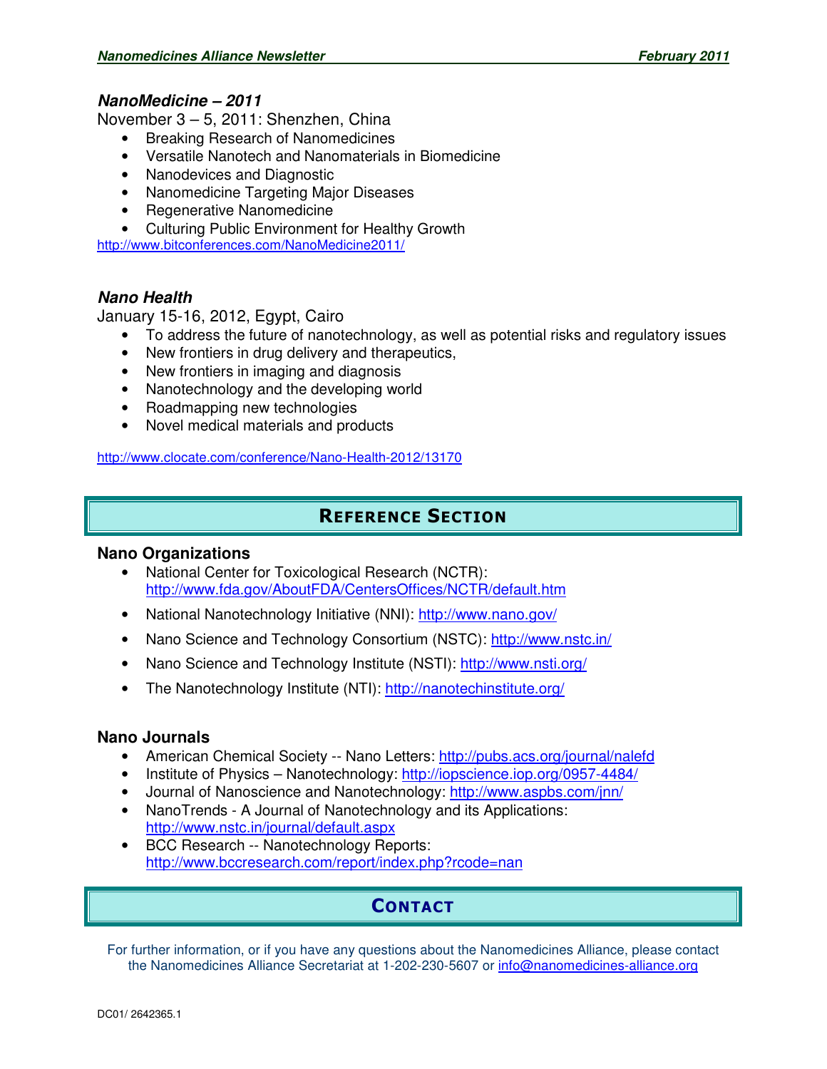### *NanoMedicine – 2011*

November 3 – 5, 2011: Shenzhen, China

- Breaking Research of Nanomedicines
- Versatile Nanotech and Nanomaterials in Biomedicine
- Nanodevices and Diagnostic
- Nanomedicine Targeting Major Diseases
- Regenerative Nanomedicine
- Culturing Public Environment for Healthy Growth

http://www.bitconferences.com/NanoMedicine2011/

### *Nano Health*

January 15-16, 2012, Egypt, Cairo

- To address the future of nanotechnology, as well as potential risks and regulatory issues
- New frontiers in drug delivery and therapeutics,
- New frontiers in imaging and diagnosis
- Nanotechnology and the developing world
- Roadmapping new technologies
- Novel medical materials and products

http://www.clocate.com/conference/Nano-Health-2012/13170

## Reference Section

### Nano Organizations

- National Center for Toxicological Research (NCTR): http://www.fda.gov/AboutFDA/CentersOffices/NCTR/default.htm
- National Nanotechnology Initiative (NNI): http://www.nano.gov/
- Nano Science and Technology Consortium (NSTC): http://www.nstc.in/
- Nano Science and Technology Institute (NSTI): http://www.nsti.org/
- The Nanotechnology Institute (NTI): http://nanotechinstitute.org/

### Nano Journals

- American Chemical Society -- Nano Letters: http://pubs.acs.org/journal/nalefd
- Institute of Physics – Nanotechnology: http://iopscience.iop.org/0957-4484/
- Journal of Nanoscience and Nanotechnology: http://www.aspbs.com/jnn/
- NanoTrends - A Journal of Nanotechnology and its Applications: http://www.nstc.in/journal/default.aspx
- BCC Research -- Nanotechnology Reports: http://www.bccresearch.com/report/index.php?rcode=nan

## Contact

For further information, or if you have any questions about the Nanomedicines Alliance, please contact the Nanomedicines Alliance Secretariat at 1-202-230-5607 or info@nanomedicines-alliance.org

DC01/ 2642365.1